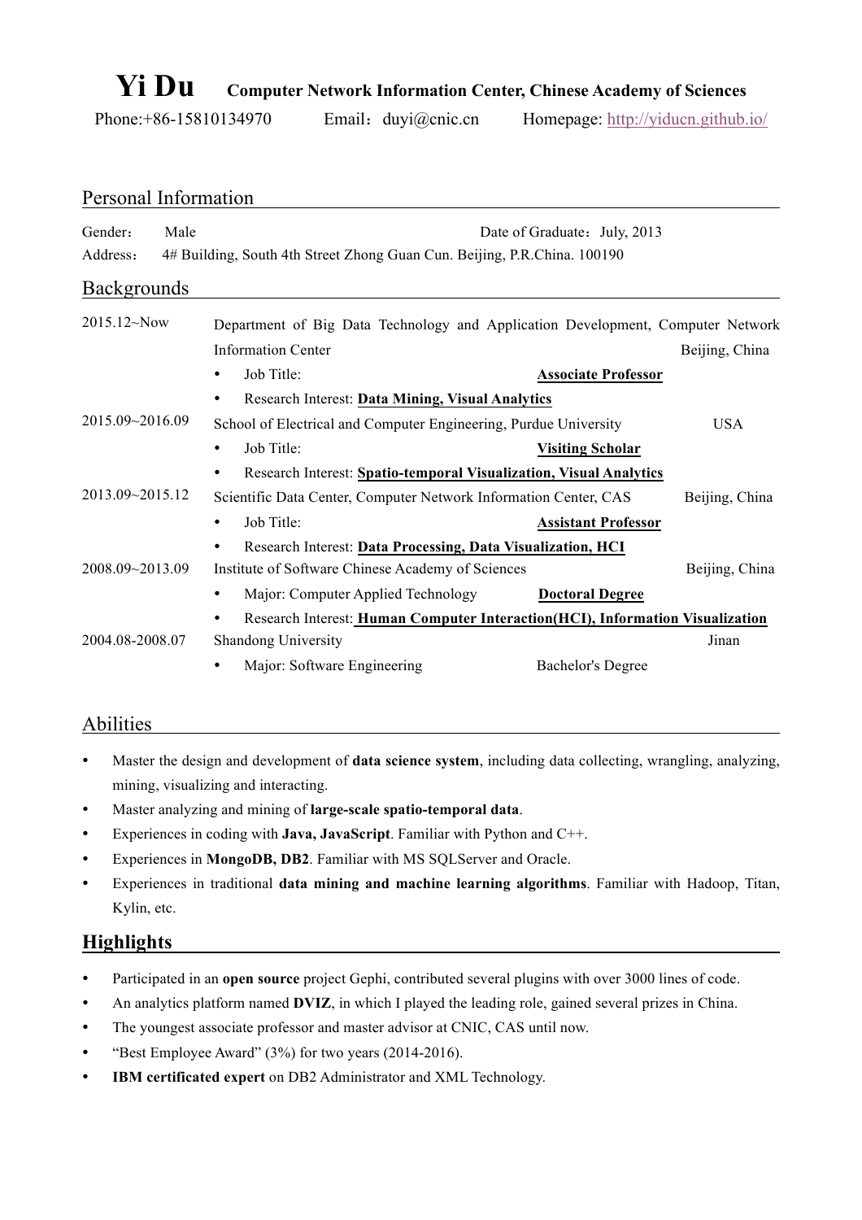# Yi Du **Computer Network Information Center, Chinese Academy of Sciences**

Phone:+86-15810134970 Email：duyi@cnic.cn Homepage: http://yiducn.github.io/

## Personal Information

Gender： Male Date of Graduate：July, 2013

Address： 4# Building, South 4th Street Zhong Guan Cun. Beijing, P.R.China. 100190

## Backgrounds

**2015.12~Now** — Department of Big Data Technology and Application Development, Computer Network Information Center — Beijing, China

- Job Title: **Associate Professor**
- Research Interest: **Data Mining, Visual Analytics**

**2015.09~2016.09** — School of Electrical and Computer Engineering, Purdue University — USA

- Job Title: **Visiting Scholar**
- Research Interest: **Spatio-temporal Visualization, Visual Analytics**

**2013.09~2015.12** — Scientific Data Center, Computer Network Information Center, CAS — Beijing, China

- Job Title: **Assistant Professor**
- Research Interest: **Data Processing, Data Visualization, HCI**

**2008.09~2013.09** — Institute of Software Chinese Academy of Sciences — Beijing, China

- Major: Computer Applied Technology **Doctoral Degree**
- Research Interest: **Human Computer Interaction(HCI), Information Visualization**

**2004.08-2008.07** — Shandong University — Jinan

- Major: Software Engineering Bachelor's Degree

## Abilities

- Master the design and development of **data science system**, including data collecting, wrangling, analyzing, mining, visualizing and interacting.
- Master analyzing and mining of **large-scale spatio-temporal data**.
- Experiences in coding with **Java, JavaScript**. Familiar with Python and C++.
- Experiences in **MongoDB, DB2**. Familiar with MS SQLServer and Oracle.
- Experiences in traditional **data mining and machine learning algorithms**. Familiar with Hadoop, Titan, Kylin, etc.

## **Highlights**

- Participated in an **open source** project Gephi, contributed several plugins with over 3000 lines of code.
- An analytics platform named **DVIZ**, in which I played the leading role, gained several prizes in China.
- The youngest associate professor and master advisor at CNIC, CAS until now.
- "Best Employee Award" (3%) for two years (2014-2016).
- **IBM certificated expert** on DB2 Administrator and XML Technology.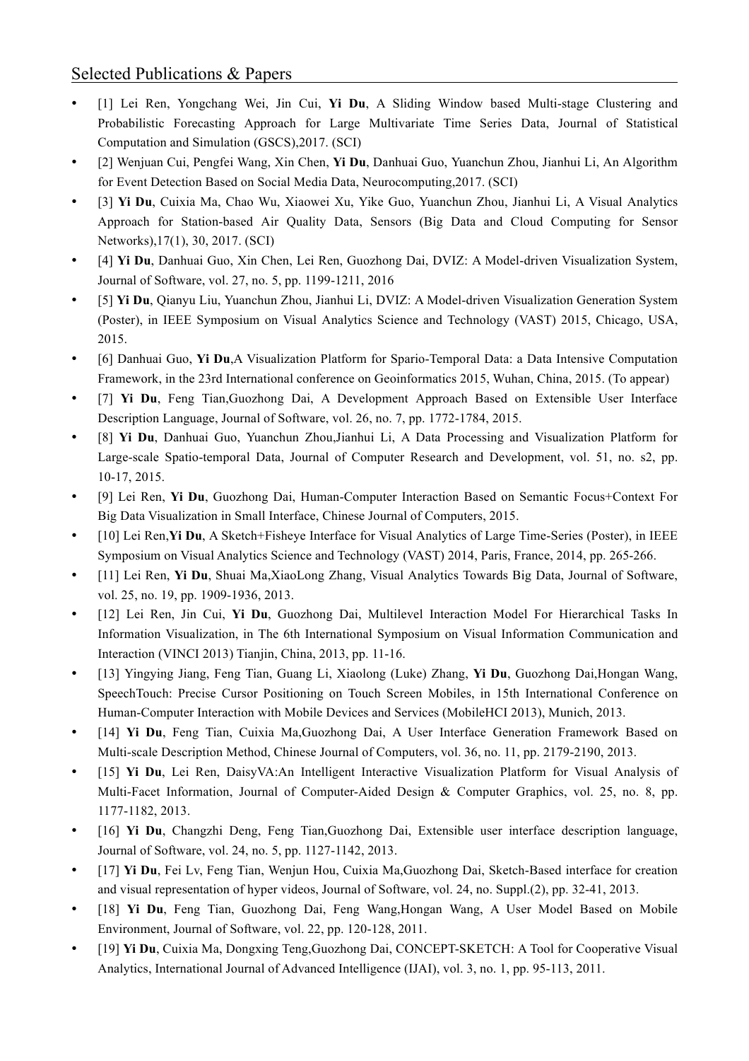## Selected Publications & Papers

- [1] Lei Ren, Yongchang Wei, Jin Cui, **Yi Du**, A Sliding Window based Multi-stage Clustering and Probabilistic Forecasting Approach for Large Multivariate Time Series Data, Journal of Statistical Computation and Simulation (GSCS),2017. (SCI)
- [2] Wenjuan Cui, Pengfei Wang, Xin Chen, **Yi Du**, Danhuai Guo, Yuanchun Zhou, Jianhui Li, An Algorithm for Event Detection Based on Social Media Data, Neurocomputing,2017. (SCI)
- [3] **Yi Du**, Cuixia Ma, Chao Wu, Xiaowei Xu, Yike Guo, Yuanchun Zhou, Jianhui Li, A Visual Analytics Approach for Station-based Air Quality Data, Sensors (Big Data and Cloud Computing for Sensor Networks),17(1), 30, 2017. (SCI)
- [4] **Yi Du**, Danhuai Guo, Xin Chen, Lei Ren, Guozhong Dai, DVIZ: A Model-driven Visualization System, Journal of Software, vol. 27, no. 5, pp. 1199-1211, 2016
- [5] **Yi Du**, Qianyu Liu, Yuanchun Zhou, Jianhui Li, DVIZ: A Model-driven Visualization Generation System (Poster), in IEEE Symposium on Visual Analytics Science and Technology (VAST) 2015, Chicago, USA, 2015.
- [6] Danhuai Guo, **Yi Du**,A Visualization Platform for Spario-Temporal Data: a Data Intensive Computation Framework, in the 23rd International conference on Geoinformatics 2015, Wuhan, China, 2015. (To appear)
- [7] **Yi Du**, Feng Tian,Guozhong Dai, A Development Approach Based on Extensible User Interface Description Lenguage, Journal of Software, vol. 26, no. 7, pp. 1772-1784, 2015.
- [8] **Yi Du**, Danhuai Guo, Yuanchun Zhou,Jianhui Li, A Data Processing and Visualization Platform for Large-scale Spatio-temporal Data, Journal of Computer Research and Development, vol. 51, no. s2, pp. 10-17, 2015.
- [9] Lei Ren, **Yi Du**, Guozhong Dai, Human-Computer Interaction Based on Semantic Focus+Context For Big Data Visualization in Small Interface, Chinese Journal of Computers, 2015.
- [10] Lei Ren,**Yi Du**, A Sketch+Fisheye Interface for Visual Analytics of Large Time-Series (Poster), in IEEE Symposium on Visual Analytics Science and Technology (VAST) 2014, Paris, France, 2014, pp. 265-266.
- [11] Lei Ren, **Yi Du**, Shuai Ma,XiaoLong Zhang, Visual Analytics Towards Big Data, Journal of Software, vol. 25, no. 19, pp. 1909-1936, 2013.
- [12] Lei Ren, Jin Cui, **Yi Du**, Guozhong Dai, Multilevel Interaction Model For Hierarchical Tasks In Information Visualization, in The 6th International Symposium on Visual Information Communication and Interaction (VINCI 2013) Tianjin, China, 2013, pp. 11-16.
- [13] Yingying Jiang, Feng Tian, Guang Li, Xiaolong (Luke) Zhang, **Yi Du**, Guozhong Dai,Hongan Wang, SpeechTouch: Precise Cursor Positioning on Touch Screen Mobiles, in 15th International Conference on Human-Computer Interaction with Mobile Devices and Services (MobileHCI 2013), Munich, 2013.
- [14] **Yi Du**, Feng Tian, Cuixia Ma,Guozhong Dai, A User Interface Generation Framework Based on Multi-scale Description Method, Chinese Journal of Computers, vol. 36, no. 11, pp. 2179-2190, 2013.
- [15] **Yi Du**, Lei Ren, DaisyVA:An Intelligent Interactive Visualization Platform for Visual Analysis of Multi-Facet Information, Journal of Computer-Aided Design & Computer Graphics, vol. 25, no. 8, pp. 1177-1182, 2013.
- [16] **Yi Du**, Changzhi Deng, Feng Tian,Guozhong Dai, Extensible user interface description language, Journal of Software, vol. 24, no. 5, pp. 1127-1142, 2013.
- [17] **Yi Du**, Fei Lv, Feng Tian, Wenjun Hou, Cuixia Ma,Guozhong Dai, Sketch-Based interface for creation and visual representation of hyper videos, Journal of Software, vol. 24, no. Suppl.(2), pp. 32-41, 2013.
- [18] **Yi Du**, Feng Tian, Guozhong Dai, Feng Wang,Hongan Wang, A User Model Based on Mobile Environment, Journal of Software, vol. 22, pp. 120-128, 2011.
- [19] **Yi Du**, Cuixia Ma, Dongxing Teng,Guozhong Dai, CONCEPT-SKETCH: A Tool for Cooperative Visual Analytics, International Journal of Advanced Intelligence (IJAI), vol. 3, no. 1, pp. 95-113, 2011.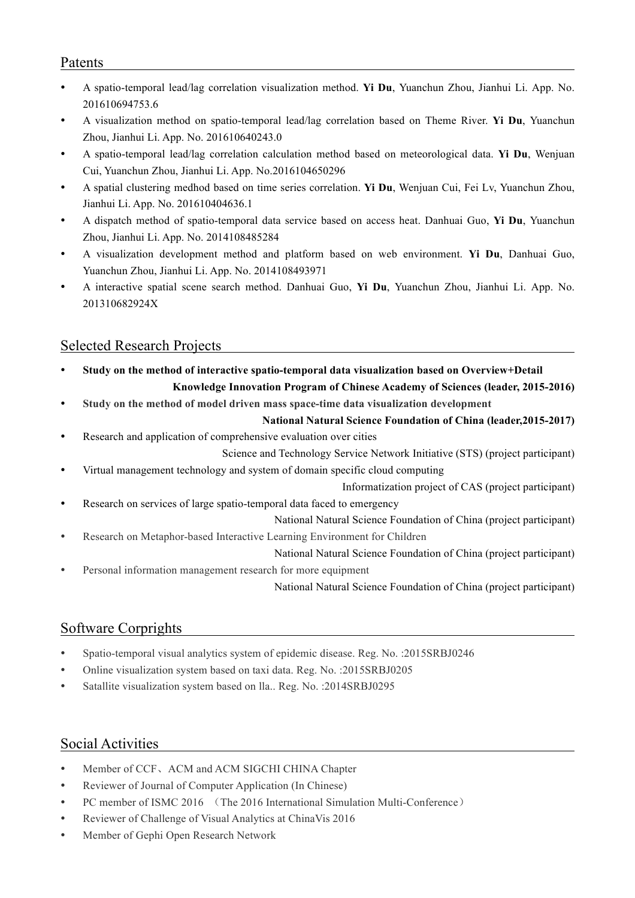## Patents

- A spatio-temporal lead/lag correlation visualization method. **Yi Du**, Yuanchun Zhou, Jianhui Li. App. No. 201610694753.6
- A visualization method on spatio-temporal lead/lag correlation based on Theme River. **Yi Du**, Yuanchun Zhou, Jianhui Li. App. No. 201610640243.0
- A spatio-temporal lead/lag correlation calculation method based on meteorological data. **Yi Du**, Wenjuan Cui, Yuanchun Zhou, Jianhui Li. App. No.2016104650296
- A spatial clustering medhod based on time series correlation. **Yi Du**, Wenjuan Cui, Fei Lv, Yuanchun Zhou, Jianhui Li. App. No. 201610404636.1
- A dispatch method of spatio-temporal data service based on access heat. Danhuai Guo, **Yi Du**, Yuanchun Zhou, Jianhui Li. App. No. 2014108485284
- A visualization development method and platform based on web environment. **Yi Du**, Danhuai Guo, Yuanchun Zhou, Jianhui Li. App. No. 2014108493971
- A interactive spatial scene search method. Danhuai Guo, **Yi Du**, Yuanchun Zhou, Jianhui Li. App. No. 201310682924X

## Selected Research Projects

- **Study on the method of interactive spatio-temporal data visualization based on Overview+Detail**
  **Knowledge Innovation Program of Chinese Academy of Sciences (leader, 2015-2016)**
- **Study on the method of model driven mass space-time data visualization development**
  **National Natural Science Foundation of China (leader,2015-2017)**
- Research and application of comprehensive evaluation over cities
  Science and Technology Service Network Initiative (STS) (project participant)
- Virtual management technology and system of domain specific cloud computing
  Informatization project of CAS (project participant)
- Research on services of large spatio-temporal data faced to emergency
  National Natural Science Foundation of China (project participant)
- Research on Metaphor-based Interactive Learning Environment for Children
  National Natural Science Foundation of China (project participant)
- Personal information management research for more equipment
  National Natural Science Foundation of China (project participant)

## Software Corprights

- Spatio-temporal visual analytics system of epidemic disease. Reg. No. :2015SRBJ0246
- Online visualization system based on taxi data. Reg. No. :2015SRBJ0205
- Satallite visualization system based on lla.. Reg. No. :2014SRBJ0295

## Social Activities

- Member of CCF、ACM and ACM SIGCHI CHINA Chapter
- Reviewer of Journal of Computer Application (In Chinese)
- PC member of ISMC 2016 （The 2016 International Simulation Multi-Conference）
- Reviewer of Challenge of Visual Analytics at ChinaVis 2016
- Member of Gephi Open Research Network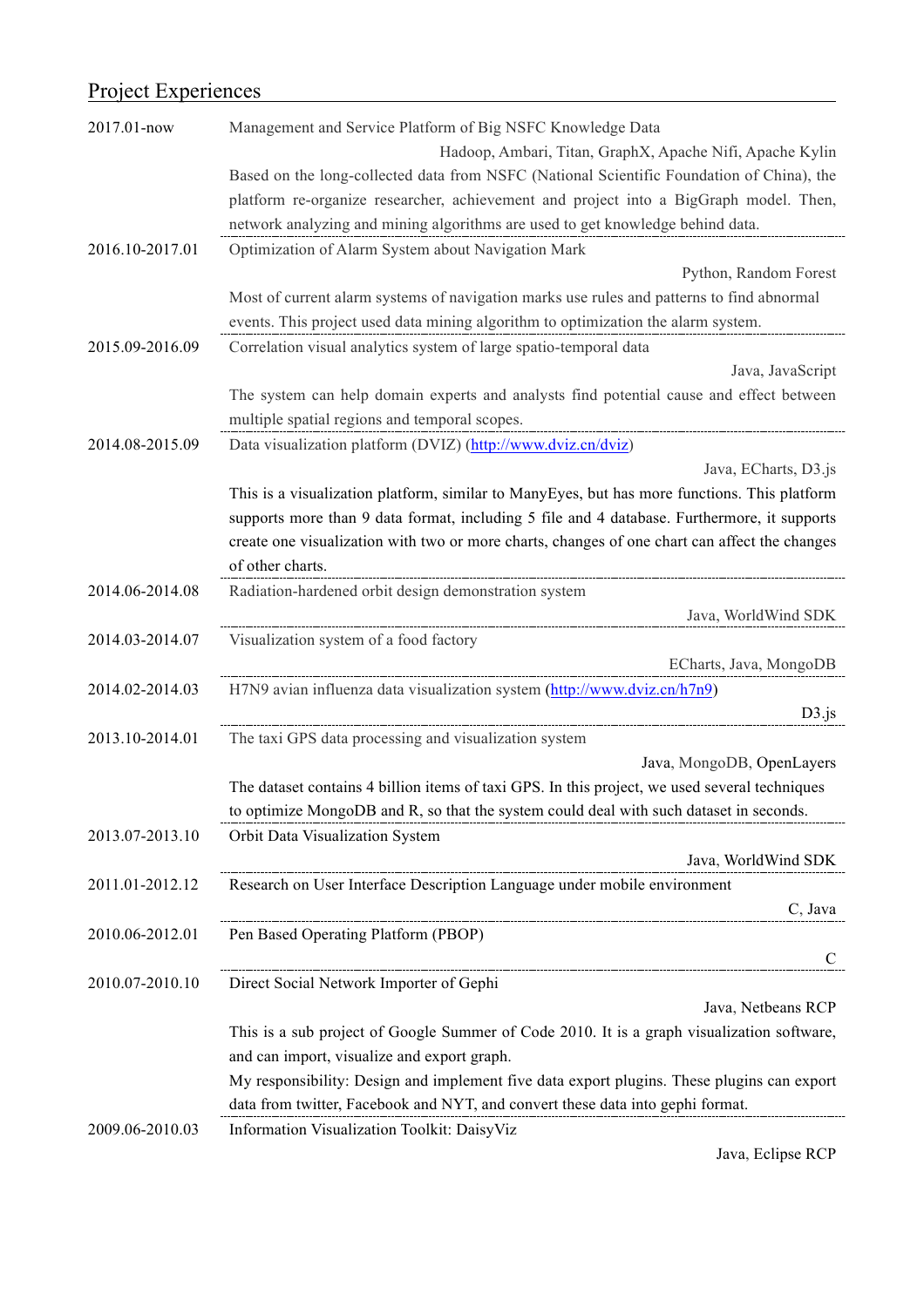## Project Experiences

**2017.01-now** — Management and Service Platform of Big NSFC Knowledge Data

Hadoop, Ambari, Titan, GraphX, Apache Nifi, Apache Kylin

Based on the long-collected data from NSFC (National Scientific Foundation of China), the platform re-organize researcher, achievement and project into a BigGraph model. Then, network analyzing and mining algorithms are used to get knowledge behind data.

---

**2016.10-2017.01** — Optimization of Alarm System about Navigation Mark

Python, Random Forest

Most of current alarm systems of navigation marks use rules and patterns to find abnormal events. This project used data mining algorithm to optimization the alarm system.

---

**2015.09-2016.09** — Correlation visual analytics system of large spatio-temporal data

Java, JavaScript

The system can help domain experts and analysts find potential cause and effect between multiple spatial regions and temporal scopes.

---

**2014.08-2015.09** — Data visualization platform (DVIZ) ([http://www.dviz.cn/dviz](http://www.dviz.cn/dviz))

Java, ECharts, D3.js

This is a visualization platform, similar to ManyEyes, but has more functions. This platform supports more than 9 data format, including 5 file and 4 database. Furthermore, it supports create one visualization with two or more charts, changes of one chart can affect the changes of other charts.

---

**2014.06-2014.08** — Radiation-hardened orbit design demonstration system

Java, WorldWind SDK

---

**2014.03-2014.07** — Visualization system of a food factory

ECharts, Java, MongoDB

---

**2014.02-2014.03** — H7N9 avian influenza data visualization system ([http://www.dviz.cn/h7n9](http://www.dviz.cn/h7n9))

D3.js

---

**2013.10-2014.01** — The taxi GPS data processing and visualization system

Java, MongoDB, OpenLayers

The dataset contains 4 billion items of taxi GPS. In this project, we used several techniques to optimize MongoDB and R, so that the system could deal with such dataset in seconds.

---

**2013.07-2013.10** — Orbit Data Visualization System

Java, WorldWind SDK

---

**2011.01-2012.12** — Research on User Interface Description Language under mobile environment

C, Java

---

**2010.06-2012.01** — Pen Based Operating Platform (PBOP)

C

---

**2010.07-2010.10** — Direct Social Network Importer of Gephi

Java, Netbeans RCP

This is a sub project of Google Summer of Code 2010. It is a graph visualization software, and can import, visualize and export graph.

My responsibility: Design and implement five data export plugins. These plugins can export data from twitter, Facebook and NYT, and convert these data into gephi format.

---

**2009.06-2010.03** — Information Visualization Toolkit: DaisyViz

Java, Eclipse RCP